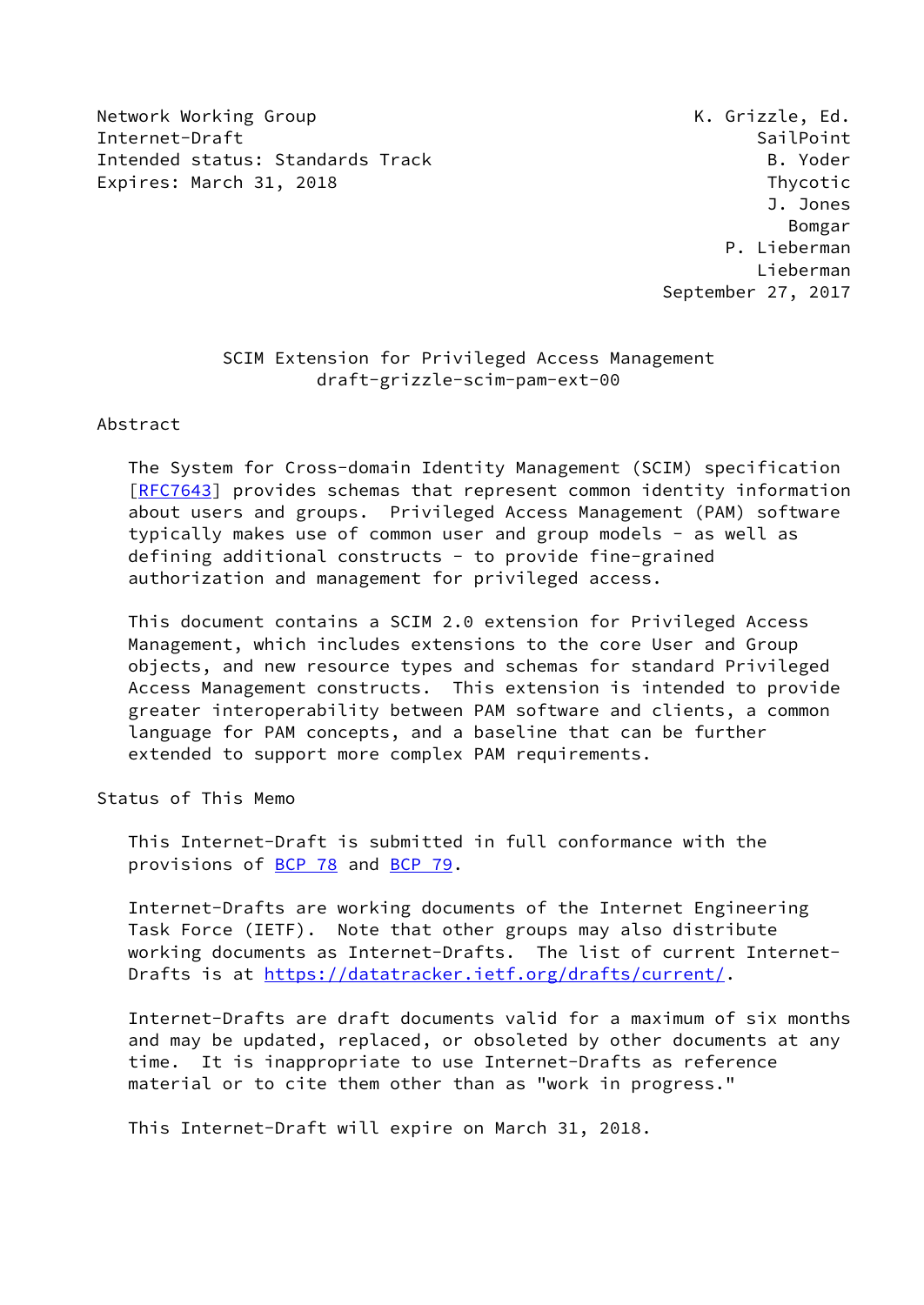Network Working Group K. Grizzle, Ed.
Internet-Draft SailPoint
Intended status: Standards Track B. Yoder
Expires: March 31, 2018 Thycotic
J. Jones
Bomgar
P. Lieberman
Lieberman
September 27, 2017

# SCIM Extension for Privileged Access Management
## draft-grizzle-scim-pam-ext-00

## Abstract

The System for Cross-domain Identity Management (SCIM) specification [RFC7643] provides schemas that represent common identity information about users and groups. Privileged Access Management (PAM) software typically makes use of common user and group models - as well as defining additional constructs - to provide fine-grained authorization and management for privileged access.

This document contains a SCIM 2.0 extension for Privileged Access Management, which includes extensions to the core User and Group objects, and new resource types and schemas for standard Privileged Access Management constructs. This extension is intended to provide greater interoperability between PAM software and clients, a common language for PAM concepts, and a baseline that can be further extended to support more complex PAM requirements.

## Status of This Memo

This Internet-Draft is submitted in full conformance with the provisions of BCP 78 and BCP 79.

Internet-Drafts are working documents of the Internet Engineering Task Force (IETF). Note that other groups may also distribute working documents as Internet-Drafts. The list of current Internet-Drafts is at https://datatracker.ietf.org/drafts/current/.

Internet-Drafts are draft documents valid for a maximum of six months and may be updated, replaced, or obsoleted by other documents at any time. It is inappropriate to use Internet-Drafts as reference material or to cite them other than as "work in progress."

This Internet-Draft will expire on March 31, 2018.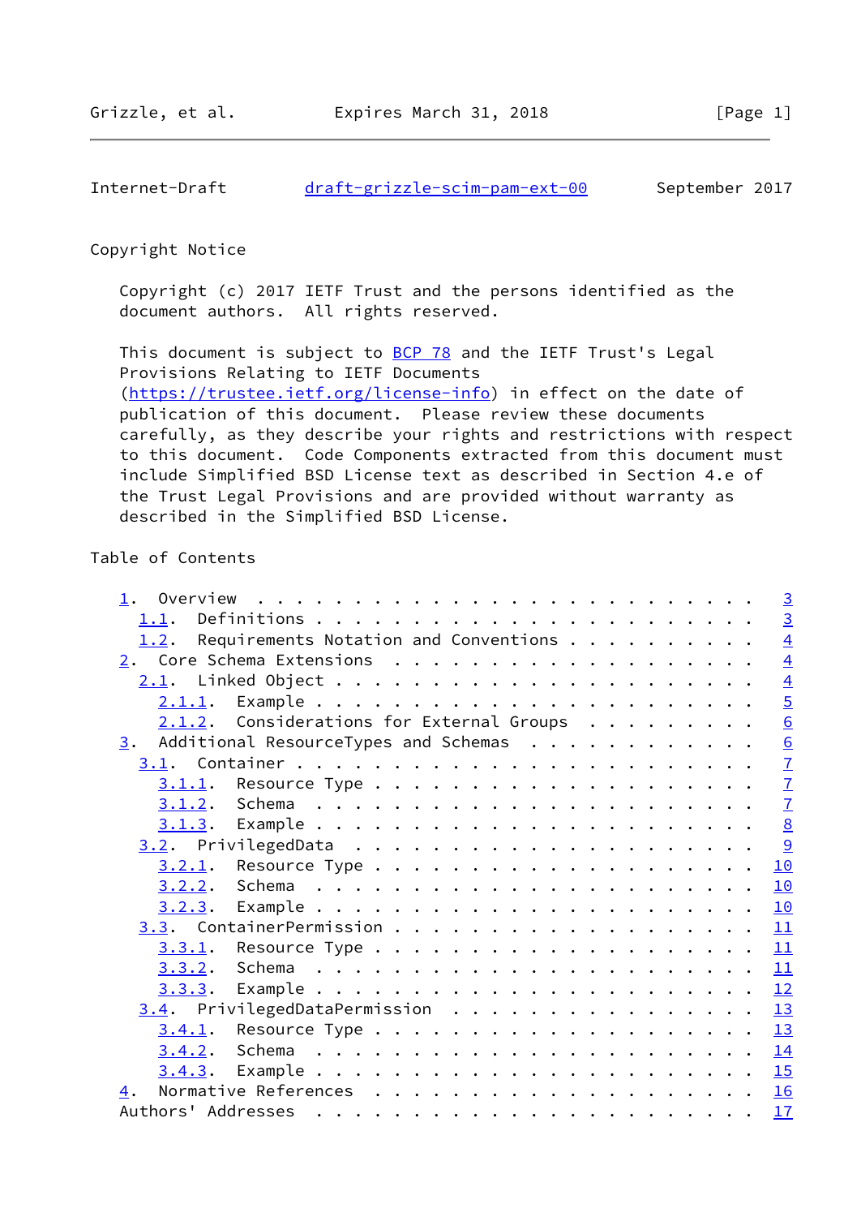## Copyright Notice

Copyright (c) 2017 IETF Trust and the persons identified as the document authors. All rights reserved.

This document is subject to BCP 78 and the IETF Trust's Legal Provisions Relating to IETF Documents (https://trustee.ietf.org/license-info) in effect on the date of publication of this document. Please review these documents carefully, as they describe your rights and restrictions with respect to this document. Code Components extracted from this document must include Simplified BSD License text as described in Section 4.e of the Trust Legal Provisions and are provided without warranty as described in the Simplified BSD License.

## Table of Contents

```
   1.  Overview  . . . . . . . . . . . . . . . . . . . . . . . . .   3
     1.1.  Definitions . . . . . . . . . . . . . . . . . . . . . .   3
     1.2.  Requirements Notation and Conventions . . . . . . . . .   4
   2.  Core Schema Extensions  . . . . . . . . . . . . . . . . . .   4
     2.1.  Linked Object . . . . . . . . . . . . . . . . . . . . .   4
       2.1.1.  Example . . . . . . . . . . . . . . . . . . . . . .   5
       2.1.2.  Considerations for External Groups . . . . . . . .   6
   3.  Additional ResourceTypes and Schemas  . . . . . . . . . . .   6
     3.1.  Container . . . . . . . . . . . . . . . . . . . . . . .   7
       3.1.1.  Resource Type . . . . . . . . . . . . . . . . . . .   7
       3.1.2.  Schema  . . . . . . . . . . . . . . . . . . . . . .   7
       3.1.3.  Example . . . . . . . . . . . . . . . . . . . . . .   8
     3.2.  PrivilegedData  . . . . . . . . . . . . . . . . . . . .   9
       3.2.1.  Resource Type . . . . . . . . . . . . . . . . . . .  10
       3.2.2.  Schema  . . . . . . . . . . . . . . . . . . . . . .  10
       3.2.3.  Example . . . . . . . . . . . . . . . . . . . . . .  10
     3.3.  ContainerPermission . . . . . . . . . . . . . . . . . .  11
       3.3.1.  Resource Type . . . . . . . . . . . . . . . . . . .  11
       3.3.2.  Schema  . . . . . . . . . . . . . . . . . . . . . .  11
       3.3.3.  Example . . . . . . . . . . . . . . . . . . . . . .  12
     3.4.  PrivilegedDataPermission  . . . . . . . . . . . . . . .  13
       3.4.1.  Resource Type . . . . . . . . . . . . . . . . . . .  13
       3.4.2.  Schema  . . . . . . . . . . . . . . . . . . . . . .  14
       3.4.3.  Example . . . . . . . . . . . . . . . . . . . . . .  15
   4.  Normative References  . . . . . . . . . . . . . . . . . . .  16
   Authors' Addresses  . . . . . . . . . . . . . . . . . . . . . .  17
```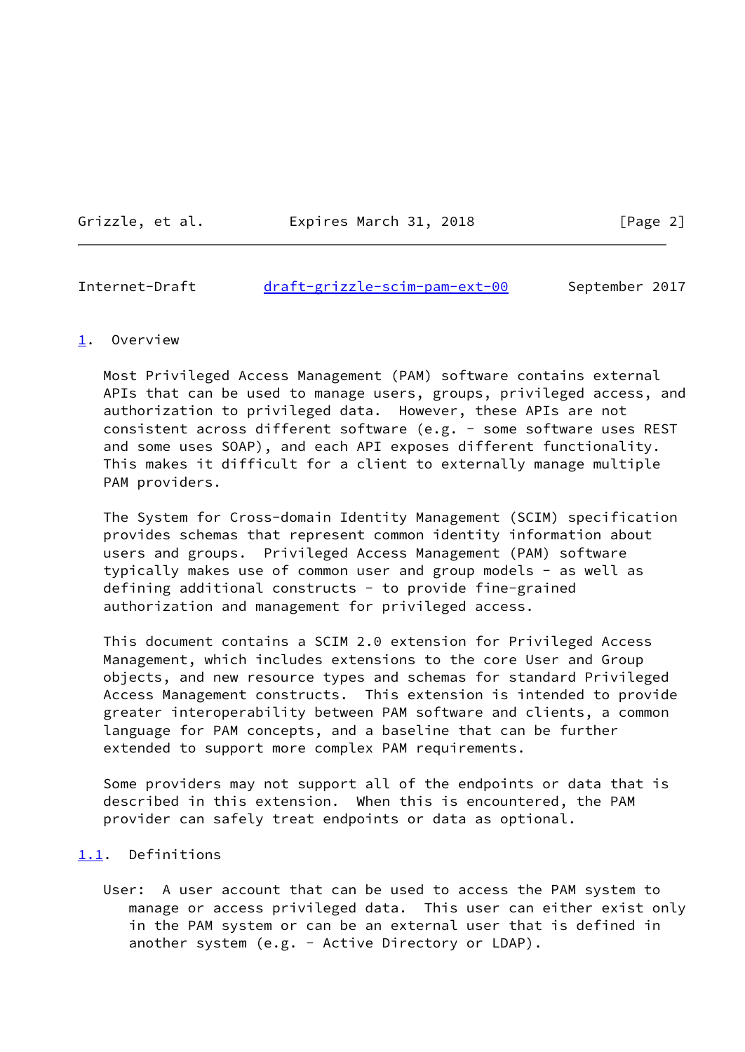## 1. Overview

Most Privileged Access Management (PAM) software contains external APIs that can be used to manage users, groups, privileged access, and authorization to privileged data. However, these APIs are not consistent across different software (e.g. - some software uses REST and some uses SOAP), and each API exposes different functionality. This makes it difficult for a client to externally manage multiple PAM providers.

The System for Cross-domain Identity Management (SCIM) specification provides schemas that represent common identity information about users and groups. Privileged Access Management (PAM) software typically makes use of common user and group models - as well as defining additional constructs - to provide fine-grained authorization and management for privileged access.

This document contains a SCIM 2.0 extension for Privileged Access Management, which includes extensions to the core User and Group objects, and new resource types and schemas for standard Privileged Access Management constructs. This extension is intended to provide greater interoperability between PAM software and clients, a common language for PAM concepts, and a baseline that can be further extended to support more complex PAM requirements.

Some providers may not support all of the endpoints or data that is described in this extension. When this is encountered, the PAM provider can safely treat endpoints or data as optional.

### 1.1. Definitions

User: A user account that can be used to access the PAM system to manage or access privileged data. This user can either exist only in the PAM system or can be an external user that is defined in another system (e.g. - Active Directory or LDAP).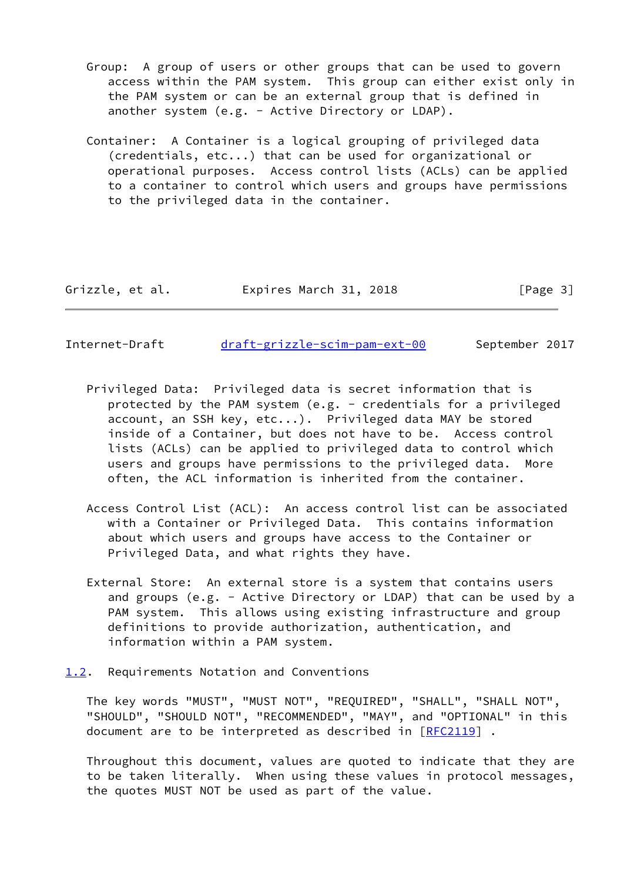Group: A group of users or other groups that can be used to govern access within the PAM system. This group can either exist only in the PAM system or can be an external group that is defined in another system (e.g. - Active Directory or LDAP).

Container: A Container is a logical grouping of privileged data (credentials, etc...) that can be used for organizational or operational purposes. Access control lists (ACLs) can be applied to a container to control which users and groups have permissions to the privileged data in the container.

Privileged Data: Privileged data is secret information that is protected by the PAM system (e.g. - credentials for a privileged account, an SSH key, etc...). Privileged data MAY be stored inside of a Container, but does not have to be. Access control lists (ACLs) can be applied to privileged data to control which users and groups have permissions to the privileged data. More often, the ACL information is inherited from the container.

Access Control List (ACL): An access control list can be associated with a Container or Privileged Data. This contains information about which users and groups have access to the Container or Privileged Data, and what rights they have.

External Store: An external store is a system that contains users and groups (e.g. - Active Directory or LDAP) that can be used by a PAM system. This allows using existing infrastructure and group definitions to provide authorization, authentication, and information within a PAM system.

### 1.2. Requirements Notation and Conventions

The key words "MUST", "MUST NOT", "REQUIRED", "SHALL", "SHALL NOT", "SHOULD", "SHOULD NOT", "RECOMMENDED", "MAY", and "OPTIONAL" in this document are to be interpreted as described in [RFC2119] .

Throughout this document, values are quoted to indicate that they are to be taken literally. When using these values in protocol messages, the quotes MUST NOT be used as part of the value.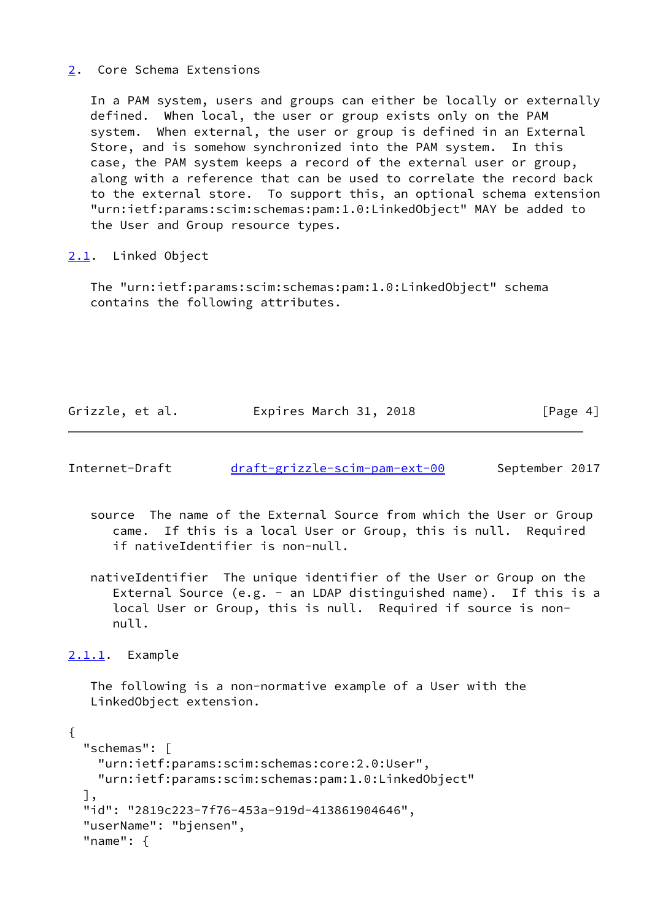## 2. Core Schema Extensions

In a PAM system, users and groups can either be locally or externally defined. When local, the user or group exists only on the PAM system. When external, the user or group is defined in an External Store, and is somehow synchronized into the PAM system. In this case, the PAM system keeps a record of the external user or group, along with a reference that can be used to correlate the record back to the external store. To support this, an optional schema extension "urn:ietf:params:scim:schemas:pam:1.0:LinkedObject" MAY be added to the User and Group resource types.

### 2.1. Linked Object

The "urn:ietf:params:scim:schemas:pam:1.0:LinkedObject" schema contains the following attributes.

source  The name of the External Source from which the User or Group came. If this is a local User or Group, this is null. Required if nativeIdentifier is non-null.

nativeIdentifier  The unique identifier of the User or Group on the External Source (e.g. - an LDAP distinguished name). If this is a local User or Group, this is null. Required if source is non-null.

#### 2.1.1. Example

The following is a non-normative example of a User with the LinkedObject extension.

```
{
  "schemas": [
    "urn:ietf:params:scim:schemas:core:2.0:User",
    "urn:ietf:params:scim:schemas:pam:1.0:LinkedObject"
  ],
  "id": "2819c223-7f76-453a-919d-413861904646",
  "userName": "bjensen",
  "name": {
```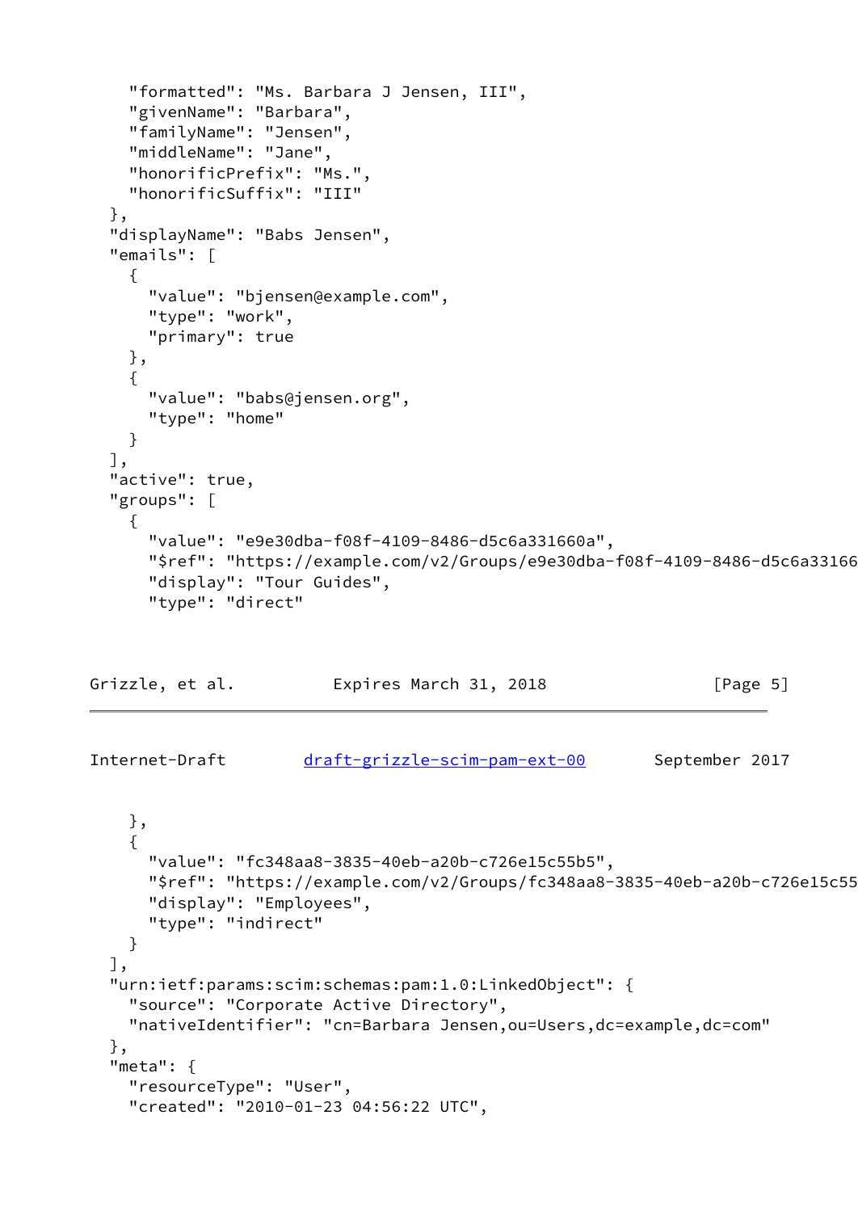```
    "formatted": "Ms. Barbara J Jensen, III",
    "givenName": "Barbara",
    "familyName": "Jensen",
    "middleName": "Jane",
    "honorificPrefix": "Ms.",
    "honorificSuffix": "III"
  },
  "displayName": "Babs Jensen",
  "emails": [
    {
      "value": "bjensen@example.com",
      "type": "work",
      "primary": true
    },
    {
      "value": "babs@jensen.org",
      "type": "home"
    }
  ],
  "active": true,
  "groups": [
    {
      "value": "e9e30dba-f08f-4109-8486-d5c6a331660a",
      "$ref": "https://example.com/v2/Groups/e9e30dba-f08f-4109-8486-d5c6a33166
      "display": "Tour Guides",
      "type": "direct"
```

```
    },
    {
      "value": "fc348aa8-3835-40eb-a20b-c726e15c55b5",
      "$ref": "https://example.com/v2/Groups/fc348aa8-3835-40eb-a20b-c726e15c55
      "display": "Employees",
      "type": "indirect"
    }
  ],
  "urn:ietf:params:scim:schemas:pam:1.0:LinkedObject": {
    "source": "Corporate Active Directory",
    "nativeIdentifier": "cn=Barbara Jensen,ou=Users,dc=example,dc=com"
  },
  "meta": {
    "resourceType": "User",
    "created": "2010-01-23 04:56:22 UTC",
```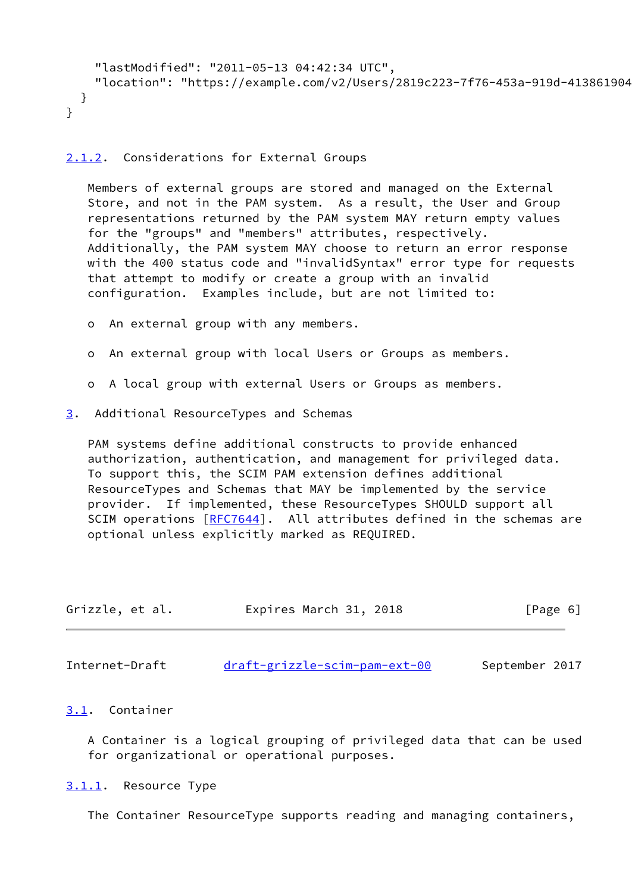```
    "lastModified": "2011-05-13 04:42:34 UTC",
    "location": "https://example.com/v2/Users/2819c223-7f76-453a-919d-413861904
  }
}
```

### 2.1.2. Considerations for External Groups

Members of external groups are stored and managed on the External Store, and not in the PAM system. As a result, the User and Group representations returned by the PAM system MAY return empty values for the "groups" and "members" attributes, respectively. Additionally, the PAM system MAY choose to return an error response with the 400 status code and "invalidSyntax" error type for requests that attempt to modify or create a group with an invalid configuration. Examples include, but are not limited to:

- An external group with any members.
- An external group with local Users or Groups as members.
- A local group with external Users or Groups as members.

# 3. Additional ResourceTypes and Schemas

PAM systems define additional constructs to provide enhanced authorization, authentication, and management for privileged data. To support this, the SCIM PAM extension defines additional ResourceTypes and Schemas that MAY be implemented by the service provider. If implemented, these ResourceTypes SHOULD support all SCIM operations [RFC7644]. All attributes defined in the schemas are optional unless explicitly marked as REQUIRED.

## 3.1. Container

A Container is a logical grouping of privileged data that can be used for organizational or operational purposes.

### 3.1.1. Resource Type

The Container ResourceType supports reading and managing containers,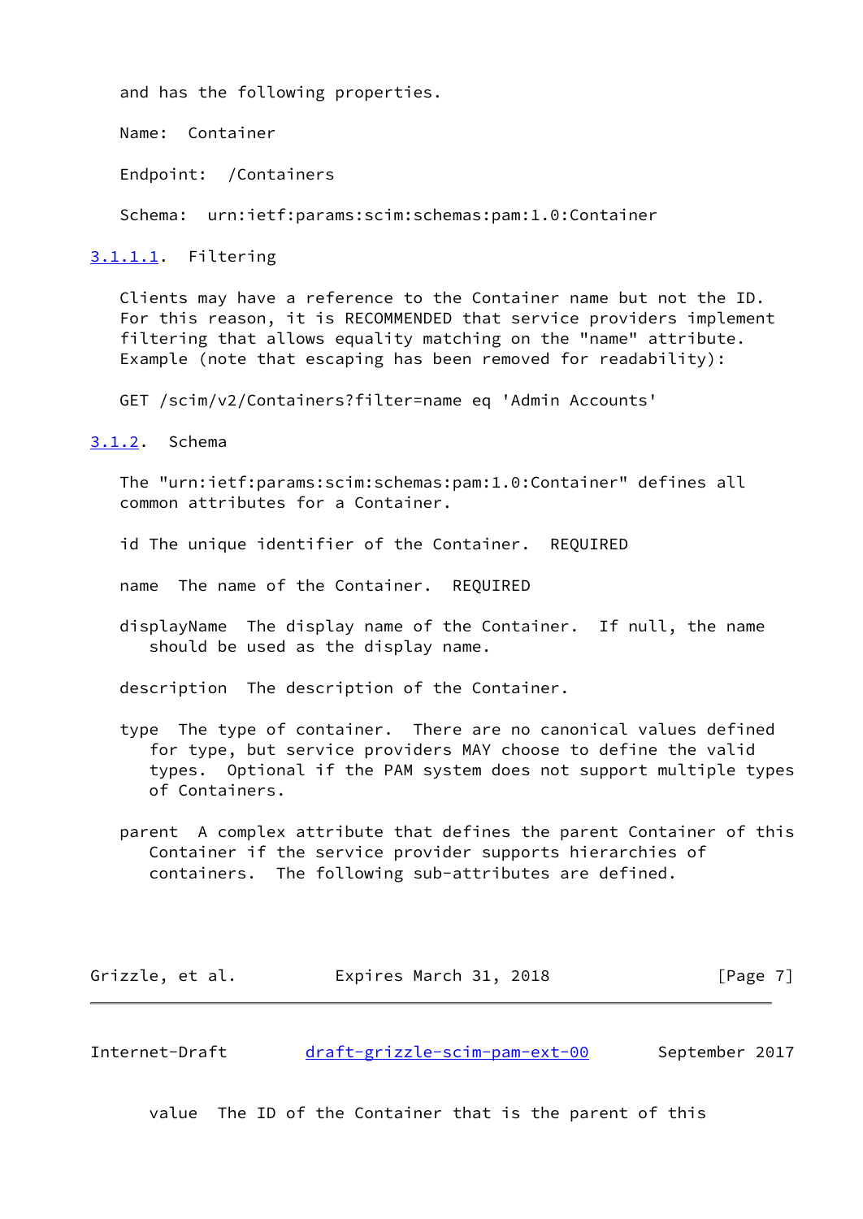and has the following properties.

Name: Container

Endpoint: /Containers

Schema: urn:ietf:params:scim:schemas:pam:1.0:Container

#### 3.1.1.1. Filtering

Clients may have a reference to the Container name but not the ID. For this reason, it is RECOMMENDED that service providers implement filtering that allows equality matching on the "name" attribute. Example (note that escaping has been removed for readability):

```
GET /scim/v2/Containers?filter=name eq 'Admin Accounts'
```

### 3.1.2. Schema

The "urn:ietf:params:scim:schemas:pam:1.0:Container" defines all common attributes for a Container.

id The unique identifier of the Container. REQUIRED

name The name of the Container. REQUIRED

displayName The display name of the Container. If null, the name should be used as the display name.

description The description of the Container.

type The type of container. There are no canonical values defined for type, but service providers MAY choose to define the valid types. Optional if the PAM system does not support multiple types of Containers.

parent A complex attribute that defines the parent Container of this Container if the service provider supports hierarchies of containers. The following sub-attributes are defined.

value The ID of the Container that is the parent of this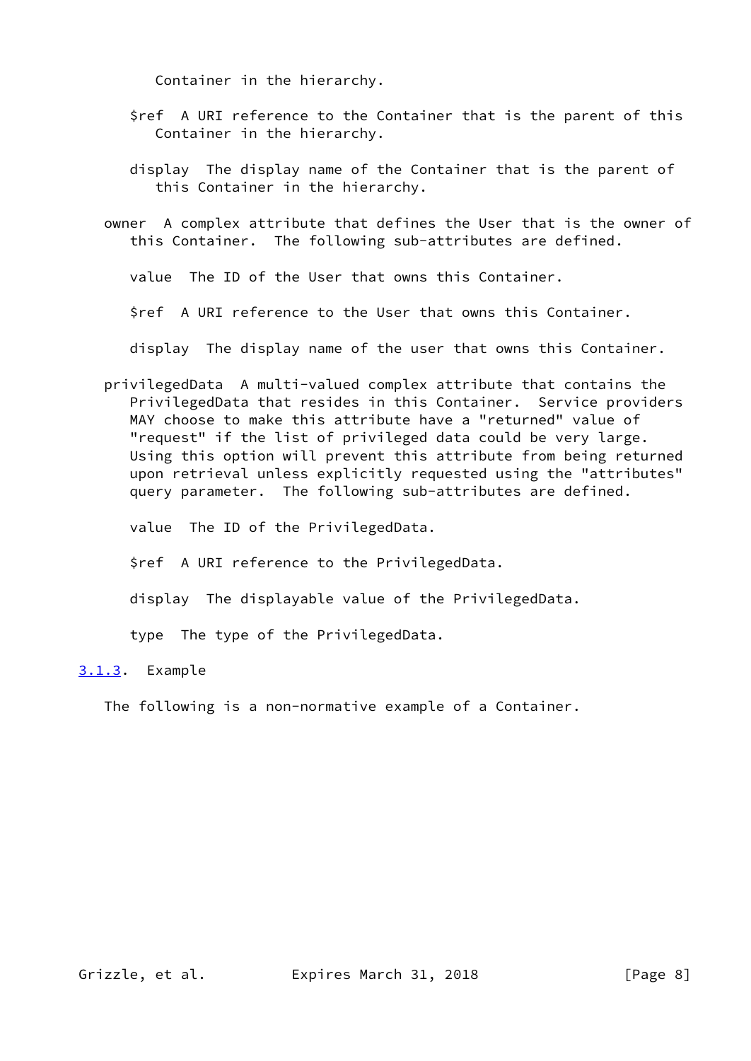Container in the hierarchy.

$ref  A URI reference to the Container that is the parent of this Container in the hierarchy.

display  The display name of the Container that is the parent of this Container in the hierarchy.

owner  A complex attribute that defines the User that is the owner of this Container.  The following sub-attributes are defined.

value  The ID of the User that owns this Container.

$ref  A URI reference to the User that owns this Container.

display  The display name of the user that owns this Container.

privilegedData  A multi-valued complex attribute that contains the PrivilegedData that resides in this Container.  Service providers MAY choose to make this attribute have a "returned" value of "request" if the list of privileged data could be very large. Using this option will prevent this attribute from being returned upon retrieval unless explicitly requested using the "attributes" query parameter.  The following sub-attributes are defined.

value  The ID of the PrivilegedData.

$ref  A URI reference to the PrivilegedData.

display  The displayable value of the PrivilegedData.

type  The type of the PrivilegedData.

### 3.1.3. Example

The following is a non-normative example of a Container.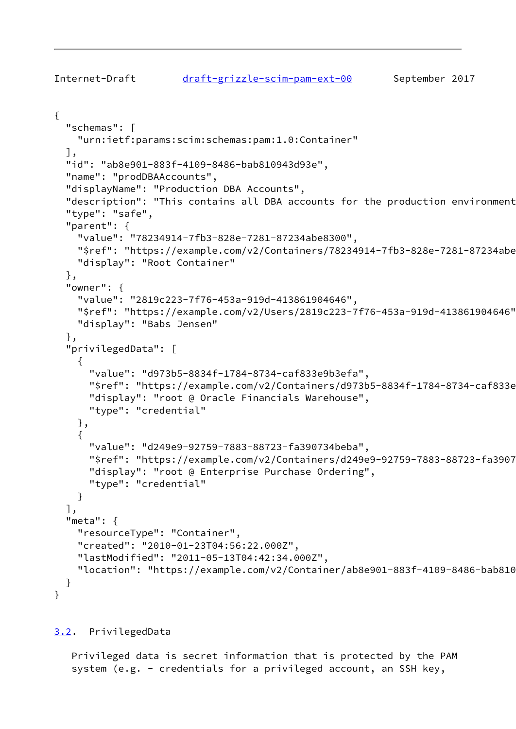```
{
  "schemas": [
    "urn:ietf:params:scim:schemas:pam:1.0:Container"
  ],
  "id": "ab8e901-883f-4109-8486-bab810943d93e",
  "name": "prodDBAAccounts",
  "displayName": "Production DBA Accounts",
  "description": "This contains all DBA accounts for the production environment
  "type": "safe",
  "parent": {
    "value": "78234914-7fb3-828e-7281-87234abe8300",
    "$ref": "https://example.com/v2/Containers/78234914-7fb3-828e-7281-87234abe
    "display": "Root Container"
  },
  "owner": {
    "value": "2819c223-7f76-453a-919d-413861904646",
    "$ref": "https://example.com/v2/Users/2819c223-7f76-453a-919d-413861904646"
    "display": "Babs Jensen"
  },
  "privilegedData": [
    {
      "value": "d973b5-8834f-1784-8734-caf833e9b3efa",
      "$ref": "https://example.com/v2/Containers/d973b5-8834f-1784-8734-caf833e
      "display": "root @ Oracle Financials Warehouse",
      "type": "credential"
    },
    {
      "value": "d249e9-92759-7883-88723-fa390734beba",
      "$ref": "https://example.com/v2/Containers/d249e9-92759-7883-88723-fa3907
      "display": "root @ Enterprise Purchase Ordering",
      "type": "credential"
    }
  ],
  "meta": {
    "resourceType": "Container",
    "created": "2010-01-23T04:56:22.000Z",
    "lastModified": "2011-05-13T04:42:34.000Z",
    "location": "https://example.com/v2/Container/ab8e901-883f-4109-8486-bab810
  }
}
```

## 3.2. PrivilegedData

Privileged data is secret information that is protected by the PAM system (e.g. - credentials for a privileged account, an SSH key,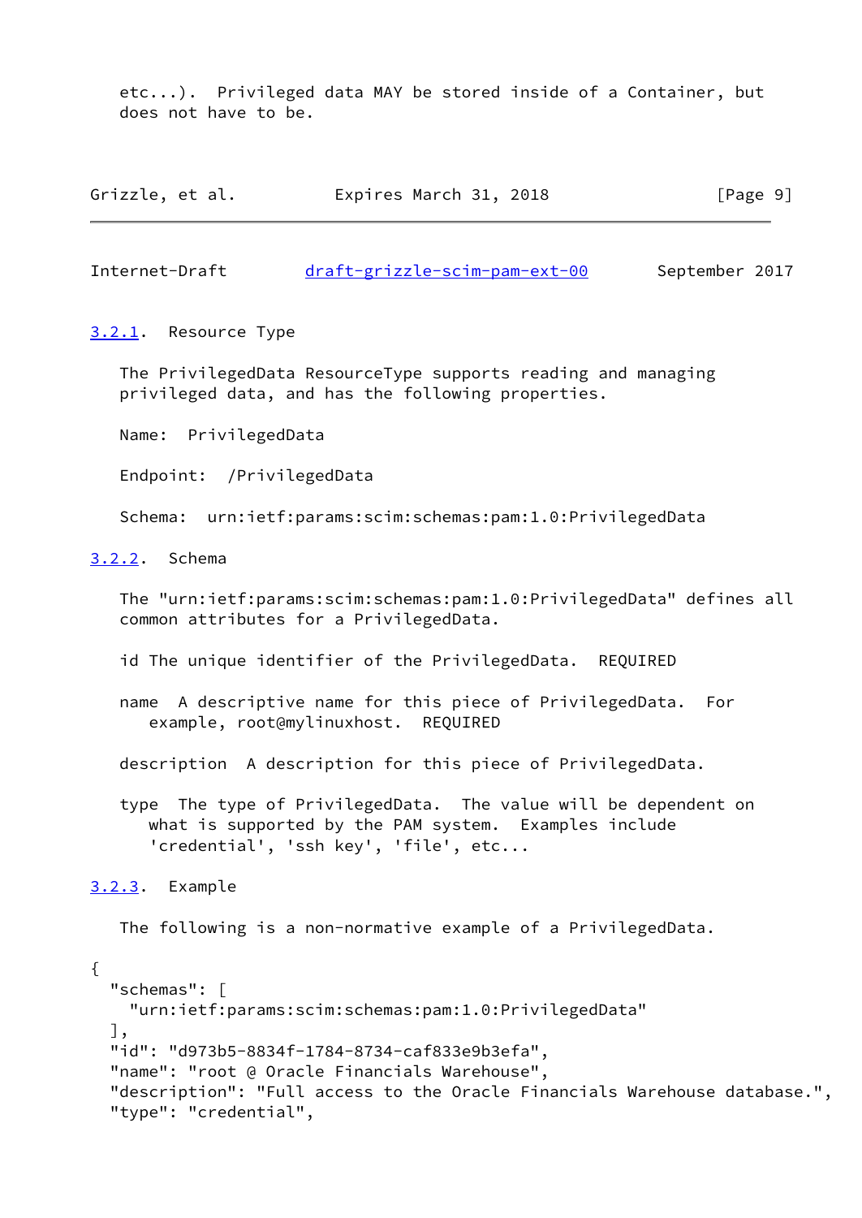etc...). Privileged data MAY be stored inside of a Container, but does not have to be.

### 3.2.1. Resource Type

The PrivilegedData ResourceType supports reading and managing privileged data, and has the following properties.

Name: PrivilegedData

Endpoint: /PrivilegedData

Schema: urn:ietf:params:scim:schemas:pam:1.0:PrivilegedData

### 3.2.2. Schema

The "urn:ietf:params:scim:schemas:pam:1.0:PrivilegedData" defines all common attributes for a PrivilegedData.

id The unique identifier of the PrivilegedData. REQUIRED

name A descriptive name for this piece of PrivilegedData. For example, root@mylinuxhost. REQUIRED

description A description for this piece of PrivilegedData.

type The type of PrivilegedData. The value will be dependent on what is supported by the PAM system. Examples include 'credential', 'ssh key', 'file', etc...

### 3.2.3. Example

The following is a non-normative example of a PrivilegedData.

```
{
  "schemas": [
    "urn:ietf:params:scim:schemas:pam:1.0:PrivilegedData"
  ],
  "id": "d973b5-8834f-1784-8734-caf833e9b3efa",
  "name": "root @ Oracle Financials Warehouse",
  "description": "Full access to the Oracle Financials Warehouse database.",
  "type": "credential",
```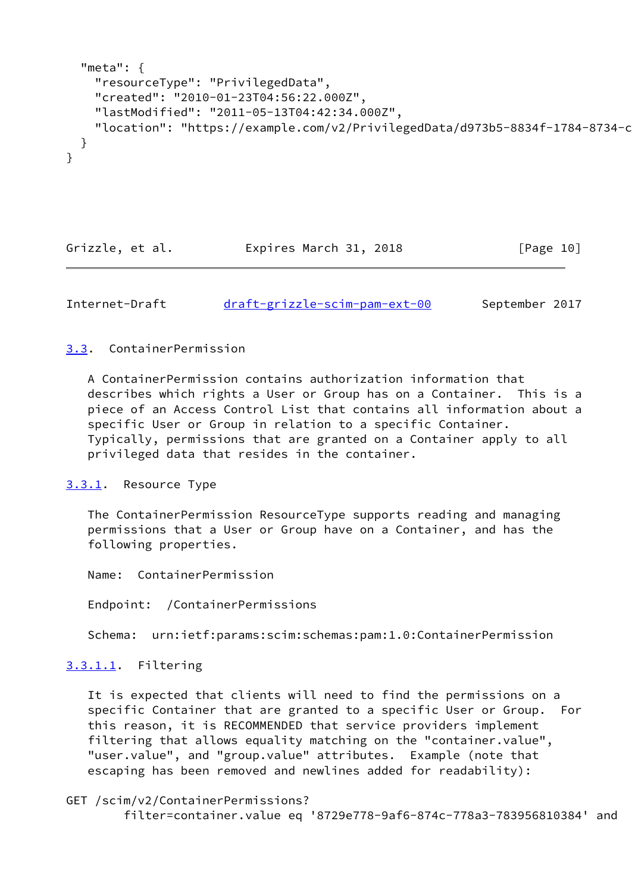```
  "meta": {
    "resourceType": "PrivilegedData",
    "created": "2010-01-23T04:56:22.000Z",
    "lastModified": "2011-05-13T04:42:34.000Z",
    "location": "https://example.com/v2/PrivilegedData/d973b5-8834f-1784-8734-c
  }
}
```

### 3.3. ContainerPermission

A ContainerPermission contains authorization information that describes which rights a User or Group has on a Container. This is a piece of an Access Control List that contains all information about a specific User or Group in relation to a specific Container. Typically, permissions that are granted on a Container apply to all privileged data that resides in the container.

#### 3.3.1. Resource Type

The ContainerPermission ResourceType supports reading and managing permissions that a User or Group have on a Container, and has the following properties.

Name: ContainerPermission

Endpoint: /ContainerPermissions

Schema: urn:ietf:params:scim:schemas:pam:1.0:ContainerPermission

##### 3.3.1.1. Filtering

It is expected that clients will need to find the permissions on a specific Container that are granted to a specific User or Group. For this reason, it is RECOMMENDED that service providers implement filtering that allows equality matching on the "container.value", "user.value", and "group.value" attributes. Example (note that escaping has been removed and newlines added for readability):

```
GET /scim/v2/ContainerPermissions?
        filter=container.value eq '8729e778-9af6-874c-778a3-783956810384' and
```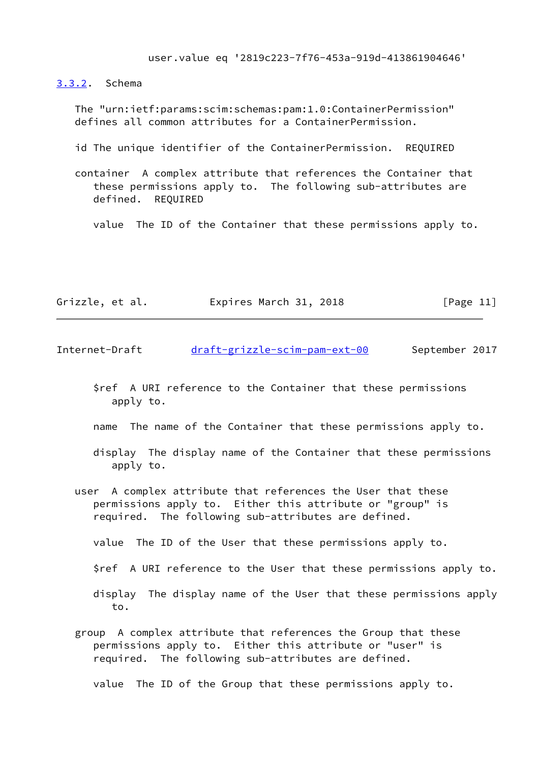user.value eq '2819c223-7f76-453a-919d-413861904646'

### 3.3.2. Schema

The "urn:ietf:params:scim:schemas:pam:1.0:ContainerPermission" defines all common attributes for a ContainerPermission.

id The unique identifier of the ContainerPermission. REQUIRED

container A complex attribute that references the Container that these permissions apply to. The following sub-attributes are defined. REQUIRED

- value The ID of the Container that these permissions apply to.

- $ref A URI reference to the Container that these permissions apply to.

- name The name of the Container that these permissions apply to.

- display The display name of the Container that these permissions apply to.

user A complex attribute that references the User that these permissions apply to. Either this attribute or "group" is required. The following sub-attributes are defined.

- value The ID of the User that these permissions apply to.

- $ref A URI reference to the User that these permissions apply to.

- display The display name of the User that these permissions apply to.

group A complex attribute that references the Group that these permissions apply to. Either this attribute or "user" is required. The following sub-attributes are defined.

- value The ID of the Group that these permissions apply to.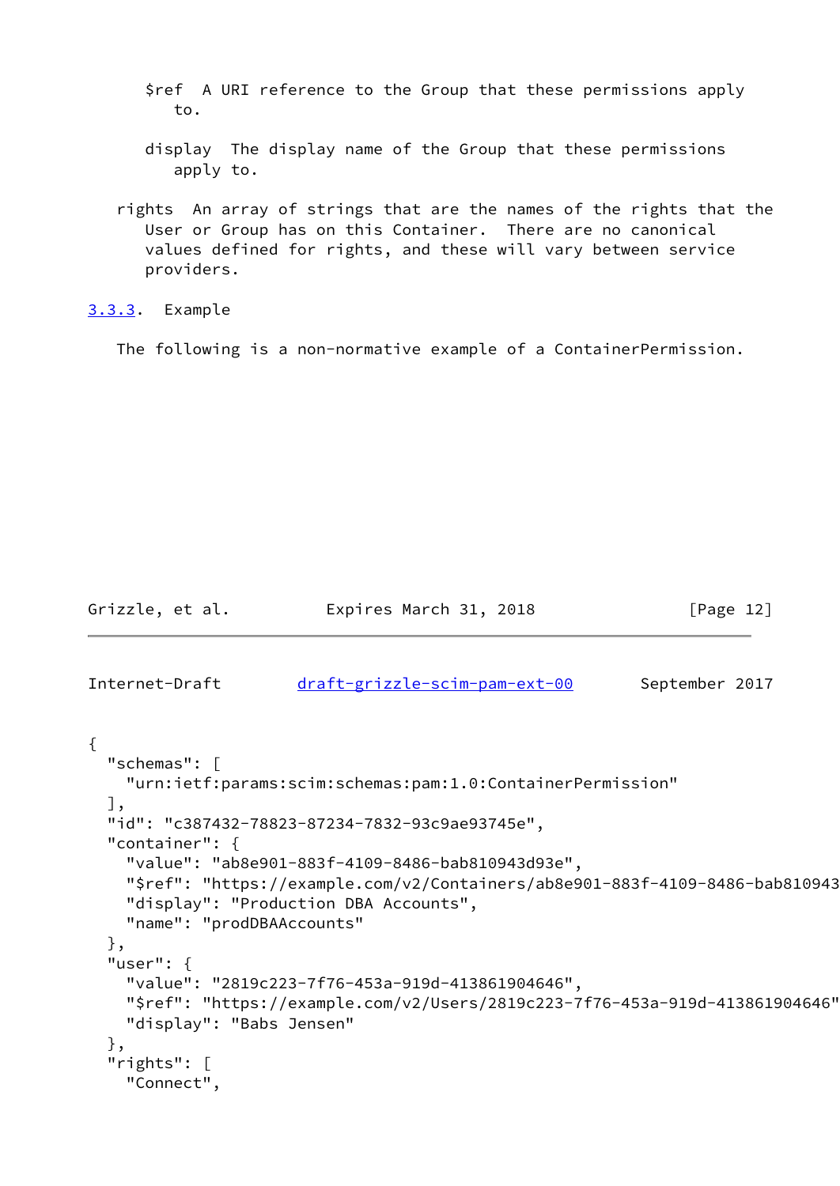$ref  A URI reference to the Group that these permissions apply to.

display  The display name of the Group that these permissions apply to.

rights  An array of strings that are the names of the rights that the User or Group has on this Container.  There are no canonical values defined for rights, and these will vary between service providers.

### 3.3.3.  Example

The following is a non-normative example of a ContainerPermission.

```
{
  "schemas": [
    "urn:ietf:params:scim:schemas:pam:1.0:ContainerPermission"
  ],
  "id": "c387432-78823-87234-7832-93c9ae93745e",
  "container": {
    "value": "ab8e901-883f-4109-8486-bab810943d93e",
    "$ref": "https://example.com/v2/Containers/ab8e901-883f-4109-8486-bab810943
    "display": "Production DBA Accounts",
    "name": "prodDBAAccounts"
  },
  "user": {
    "value": "2819c223-7f76-453a-919d-413861904646",
    "$ref": "https://example.com/v2/Users/2819c223-7f76-453a-919d-413861904646"
    "display": "Babs Jensen"
  },
  "rights": [
    "Connect",
```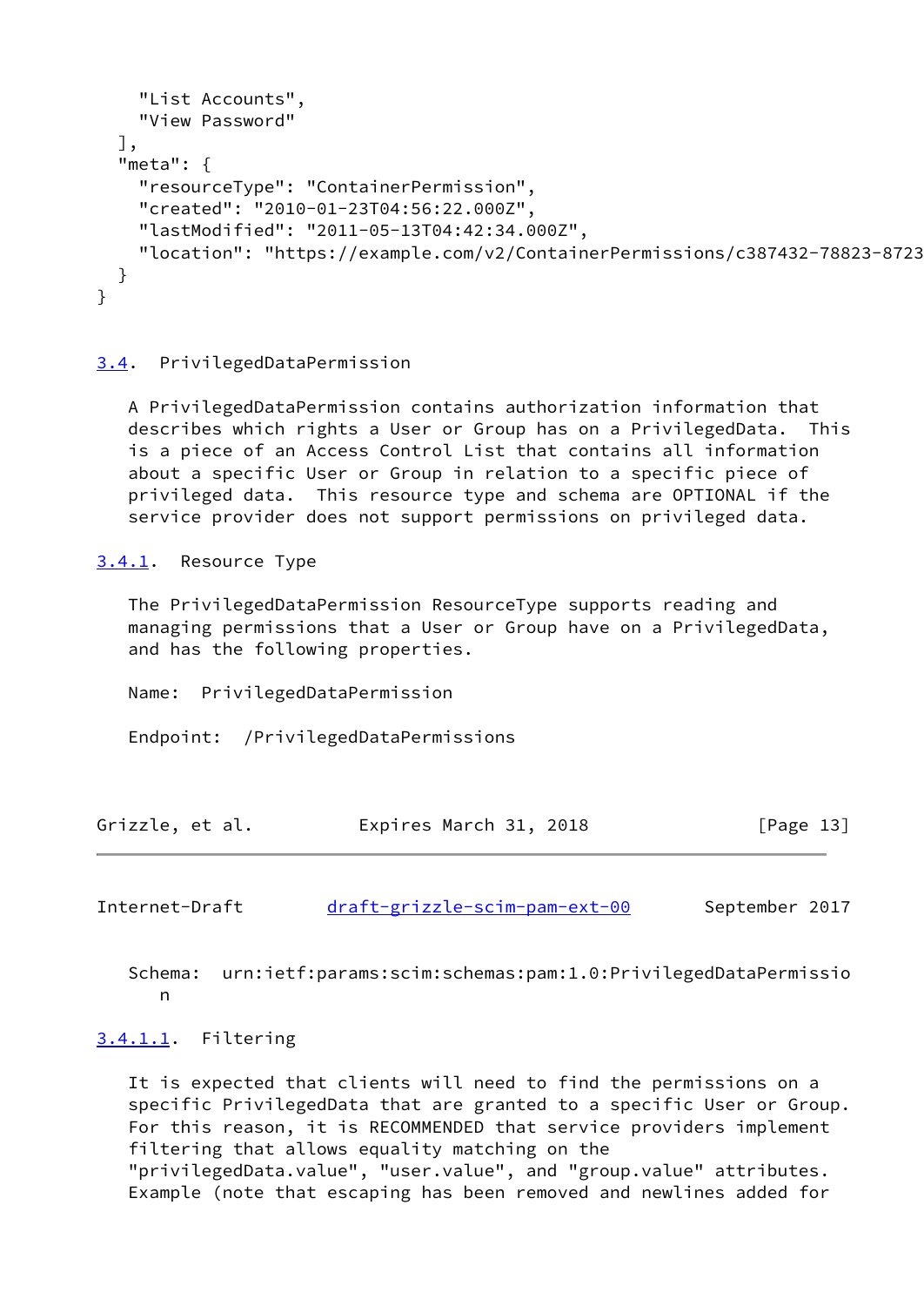```
    "List Accounts",
    "View Password"
  ],
  "meta": {
    "resourceType": "ContainerPermission",
    "created": "2010-01-23T04:56:22.000Z",
    "lastModified": "2011-05-13T04:42:34.000Z",
    "location": "https://example.com/v2/ContainerPermissions/c387432-78823-8723
  }
}
```

### 3.4. PrivilegedDataPermission

A PrivilegedDataPermission contains authorization information that describes which rights a User or Group has on a PrivilegedData. This is a piece of an Access Control List that contains all information about a specific User or Group in relation to a specific piece of privileged data. This resource type and schema are OPTIONAL if the service provider does not support permissions on privileged data.

#### 3.4.1. Resource Type

The PrivilegedDataPermission ResourceType supports reading and managing permissions that a User or Group have on a PrivilegedData, and has the following properties.

Name: PrivilegedDataPermission

Endpoint: /PrivilegedDataPermissions

Schema: urn:ietf:params:scim:schemas:pam:1.0:PrivilegedDataPermission

##### 3.4.1.1. Filtering

It is expected that clients will need to find the permissions on a specific PrivilegedData that are granted to a specific User or Group. For this reason, it is RECOMMENDED that service providers implement filtering that allows equality matching on the "privilegedData.value", "user.value", and "group.value" attributes. Example (note that escaping has been removed and newlines added for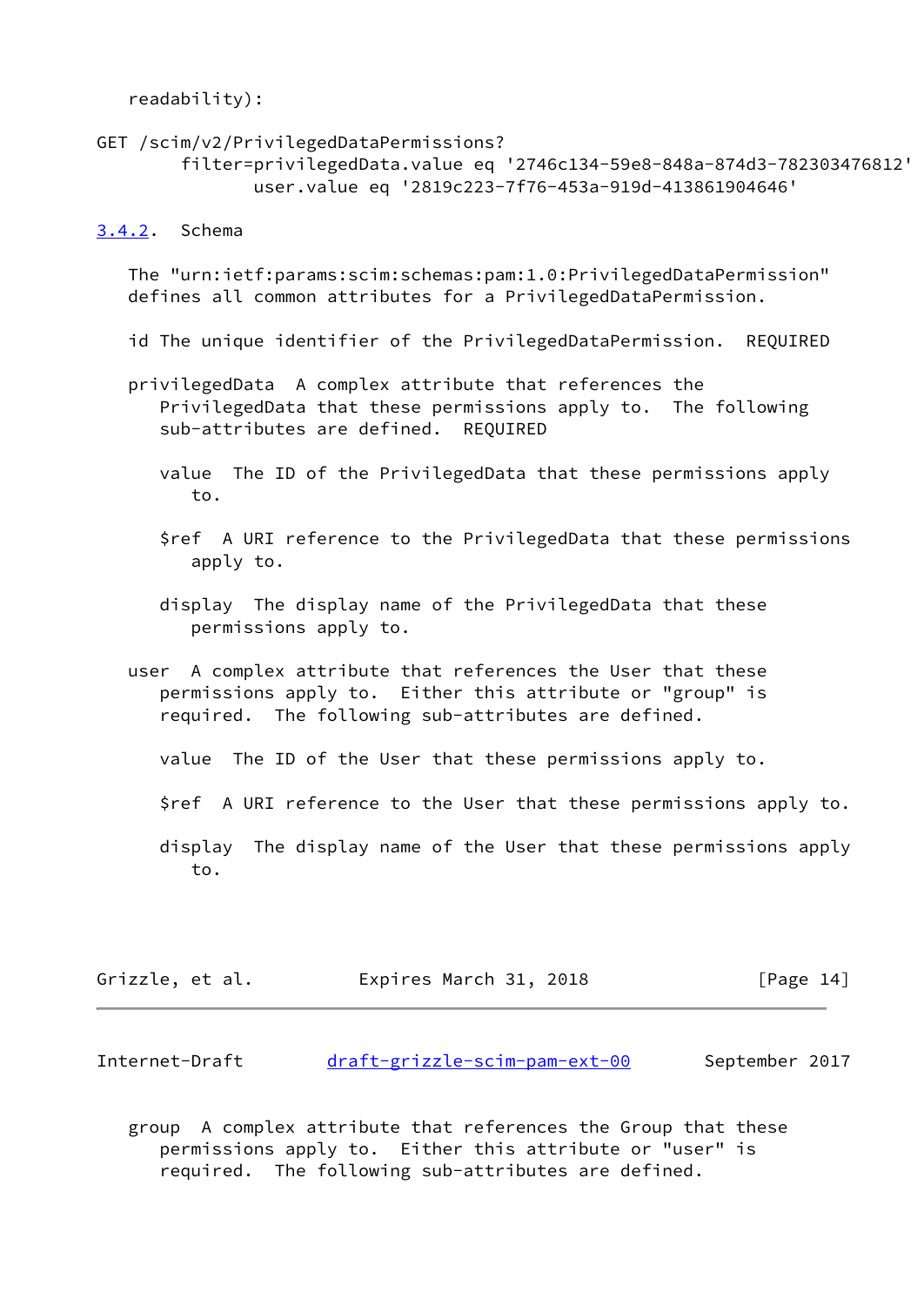readability):

```
GET /scim/v2/PrivilegedDataPermissions?
        filter=privilegedData.value eq '2746c134-59e8-848a-874d3-782303476812'
               user.value eq '2819c223-7f76-453a-919d-413861904646'
```

### 3.4.2. Schema

The "urn:ietf:params:scim:schemas:pam:1.0:PrivilegedDataPermission" defines all common attributes for a PrivilegedDataPermission.

id The unique identifier of the PrivilegedDataPermission. REQUIRED

privilegedData A complex attribute that references the PrivilegedData that these permissions apply to. The following sub-attributes are defined. REQUIRED

- value The ID of the PrivilegedData that these permissions apply to.

- $ref A URI reference to the PrivilegedData that these permissions apply to.

- display The display name of the PrivilegedData that these permissions apply to.

user A complex attribute that references the User that these permissions apply to. Either this attribute or "group" is required. The following sub-attributes are defined.

- value The ID of the User that these permissions apply to.

- $ref A URI reference to the User that these permissions apply to.

- display The display name of the User that these permissions apply to.

group A complex attribute that references the Group that these permissions apply to. Either this attribute or "user" is required. The following sub-attributes are defined.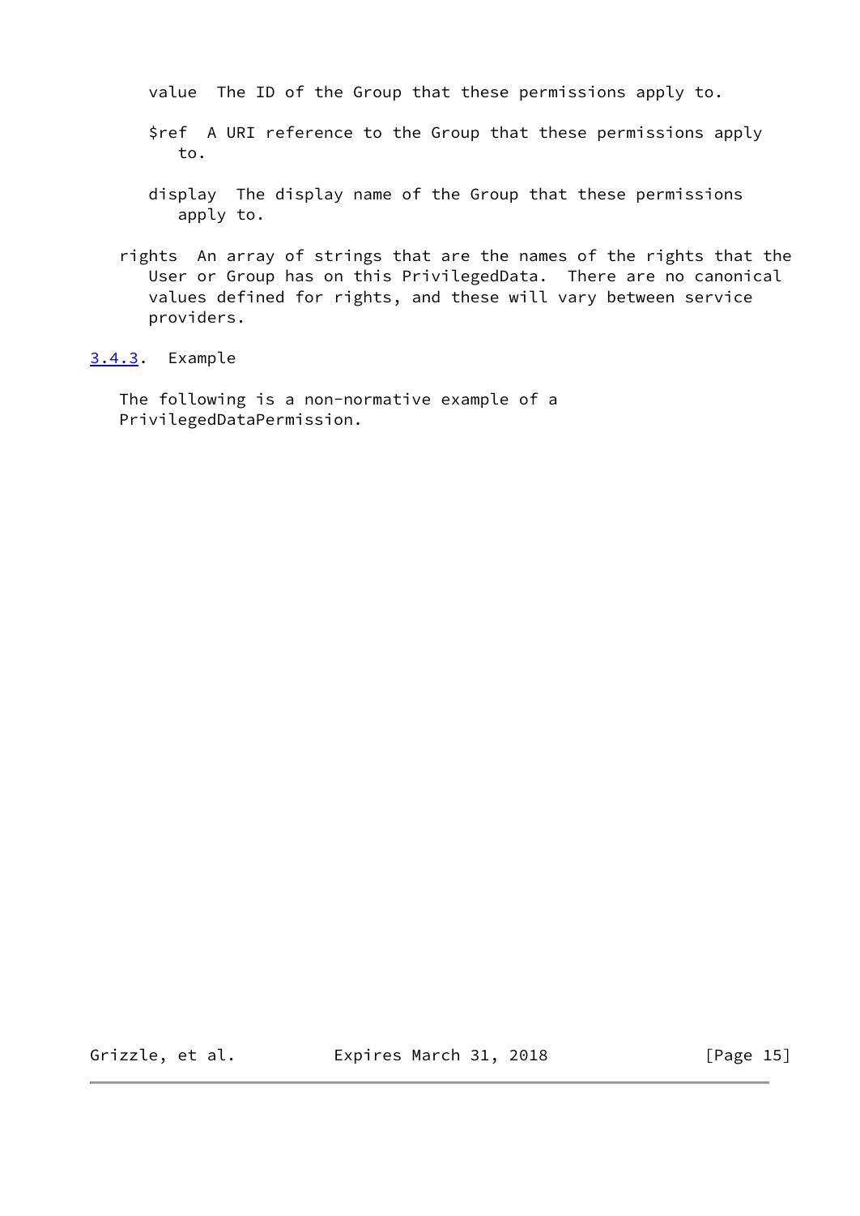value  The ID of the Group that these permissions apply to.

$ref  A URI reference to the Group that these permissions apply to.

display  The display name of the Group that these permissions apply to.

rights  An array of strings that are the names of the rights that the User or Group has on this PrivilegedData.  There are no canonical values defined for rights, and these will vary between service providers.

### 3.4.3. Example

The following is a non-normative example of a PrivilegedDataPermission.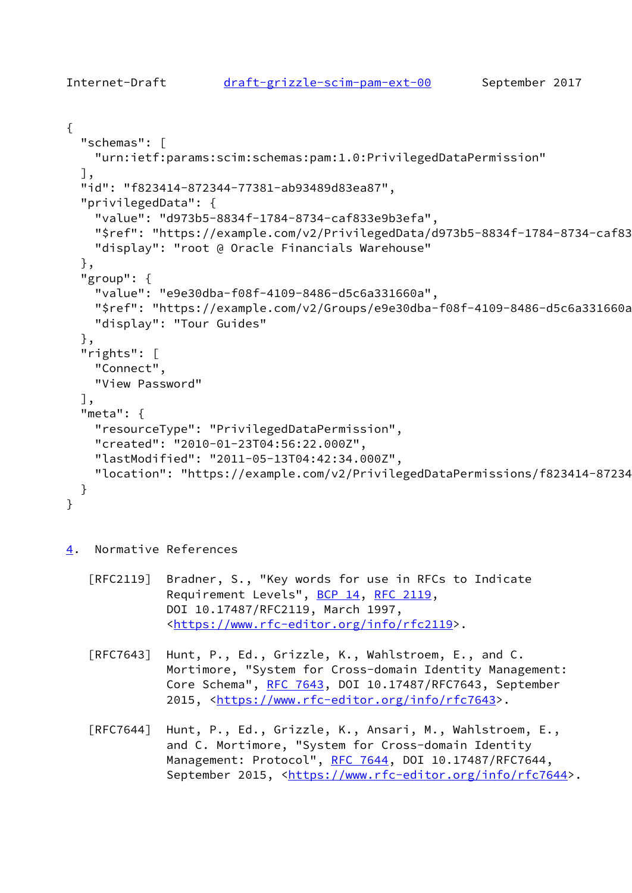```
{
  "schemas": [
    "urn:ietf:params:scim:schemas:pam:1.0:PrivilegedDataPermission"
  ],
  "id": "f823414-872344-77381-ab93489d83ea87",
  "privilegedData": {
    "value": "d973b5-8834f-1784-8734-caf833e9b3efa",
    "$ref": "https://example.com/v2/PrivilegedData/d973b5-8834f-1784-8734-caf83
    "display": "root @ Oracle Financials Warehouse"
  },
  "group": {
    "value": "e9e30dba-f08f-4109-8486-d5c6a331660a",
    "$ref": "https://example.com/v2/Groups/e9e30dba-f08f-4109-8486-d5c6a331660a
    "display": "Tour Guides"
  },
  "rights": [
    "Connect",
    "View Password"
  ],
  "meta": {
    "resourceType": "PrivilegedDataPermission",
    "created": "2010-01-23T04:56:22.000Z",
    "lastModified": "2011-05-13T04:42:34.000Z",
    "location": "https://example.com/v2/PrivilegedDataPermissions/f823414-87234
  }
}
```

## 4. Normative References

[RFC2119] Bradner, S., "Key words for use in RFCs to Indicate Requirement Levels", BCP 14, RFC 2119, DOI 10.17487/RFC2119, March 1997, <https://www.rfc-editor.org/info/rfc2119>.

[RFC7643] Hunt, P., Ed., Grizzle, K., Wahlstroem, E., and C. Mortimore, "System for Cross-domain Identity Management: Core Schema", RFC 7643, DOI 10.17487/RFC7643, September 2015, <https://www.rfc-editor.org/info/rfc7643>.

[RFC7644] Hunt, P., Ed., Grizzle, K., Ansari, M., Wahlstroem, E., and C. Mortimore, "System for Cross-domain Identity Management: Protocol", RFC 7644, DOI 10.17487/RFC7644, September 2015, <https://www.rfc-editor.org/info/rfc7644>.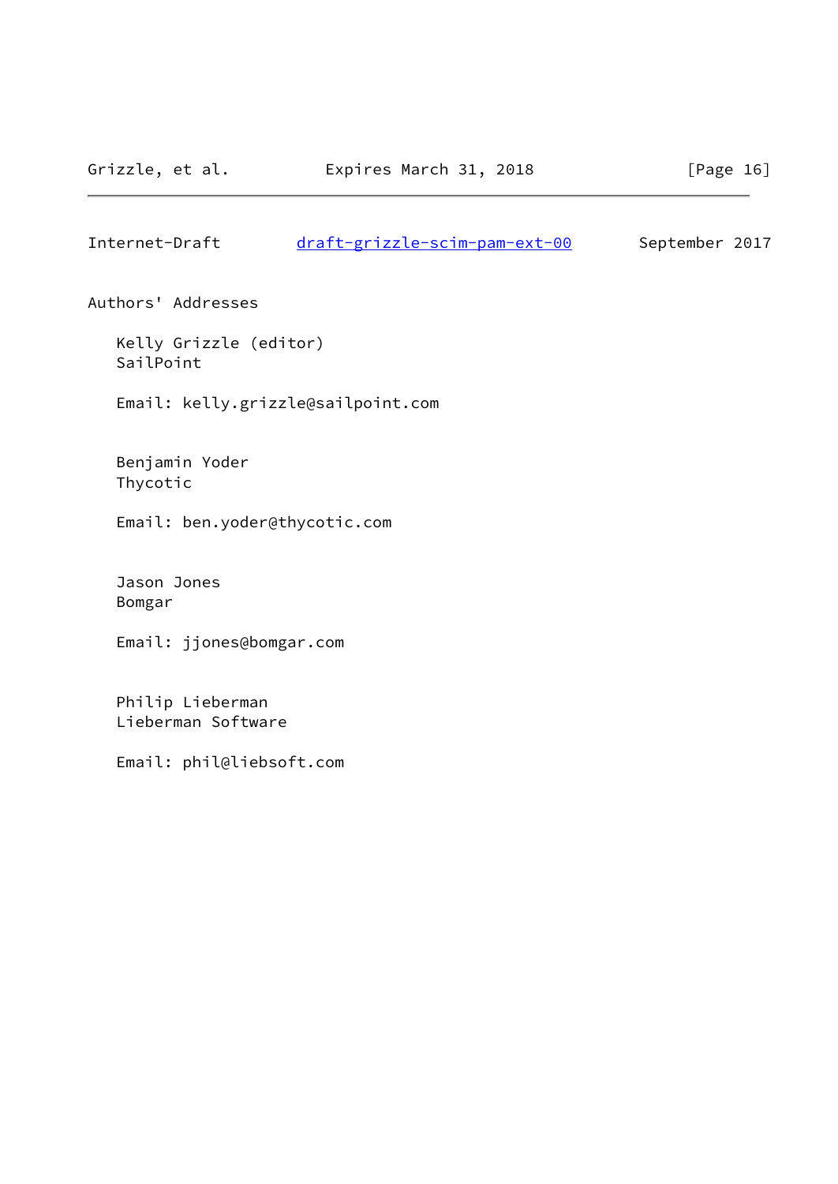## Authors' Addresses

Kelly Grizzle (editor)
SailPoint

Email: kelly.grizzle@sailpoint.com

Benjamin Yoder
Thycotic

Email: ben.yoder@thycotic.com

Jason Jones
Bomgar

Email: jjones@bomgar.com

Philip Lieberman
Lieberman Software

Email: phil@liebsoft.com